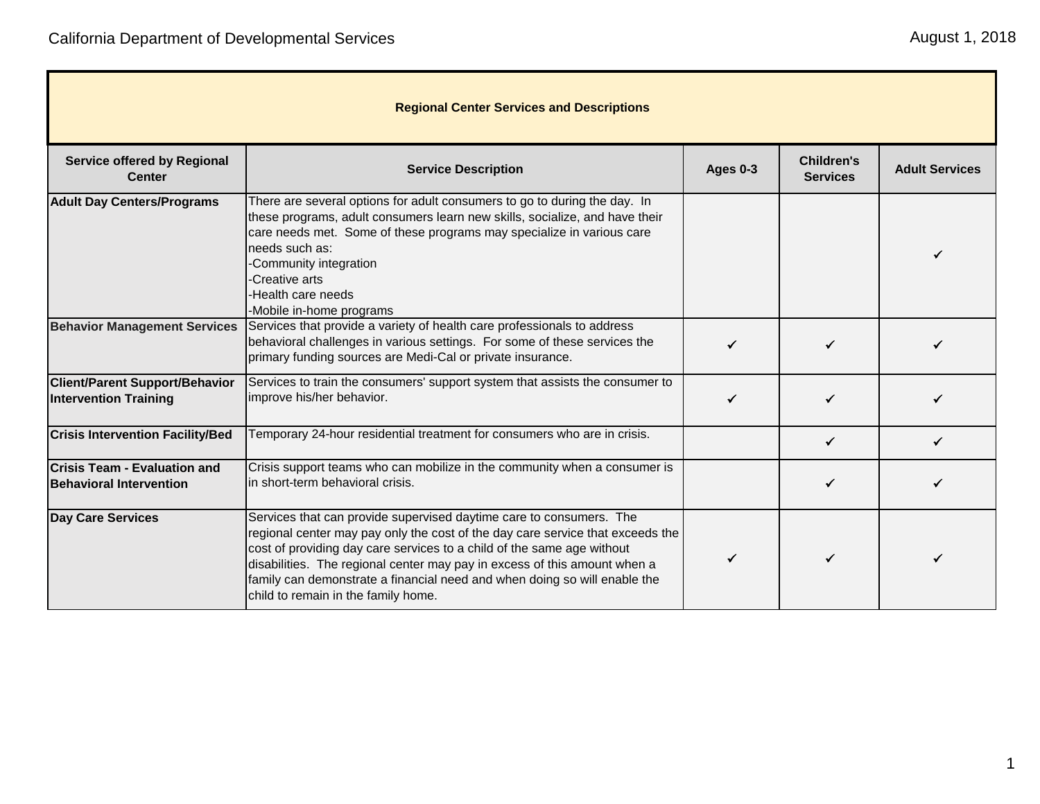California Department of Developmental Services

August 1, 2018

| Regional Center Services and Descriptions | | | | |
|---|---|---|---|---|
| **Service offered by Regional Center** | **Service Description** | **Ages 0-3** | **Children's Services** | **Adult Services** |
| **Adult Day Centers/Programs** | There are several options for adult consumers to go to during the day. In these programs, adult consumers learn new skills, socialize, and have their care needs met. Some of these programs may specialize in various care needs such as:<br>-Community integration<br>-Creative arts<br>-Health care needs<br>-Mobile in-home programs | | | ✔ |
| **Behavior Management Services** | Services that provide a variety of health care professionals to address behavioral challenges in various settings. For some of these services the primary funding sources are Medi-Cal or private insurance. | ✔ | ✔ | ✔ |
| **Client/Parent Support/Behavior Intervention Training** | Services to train the consumers' support system that assists the consumer to improve his/her behavior. | ✔ | ✔ | ✔ |
| **Crisis Intervention Facility/Bed** | Temporary 24-hour residential treatment for consumers who are in crisis. | | ✔ | ✔ |
| **Crisis Team - Evaluation and Behavioral Intervention** | Crisis support teams who can mobilize in the community when a consumer is in short-term behavioral crisis. | | ✔ | ✔ |
| **Day Care Services** | Services that can provide supervised daytime care to consumers. The regional center may pay only the cost of the day care service that exceeds the cost of providing day care services to a child of the same age without disabilities. The regional center may pay in excess of this amount when a family can demonstrate a financial need and when doing so will enable the child to remain in the family home. | ✔ | ✔ | ✔ |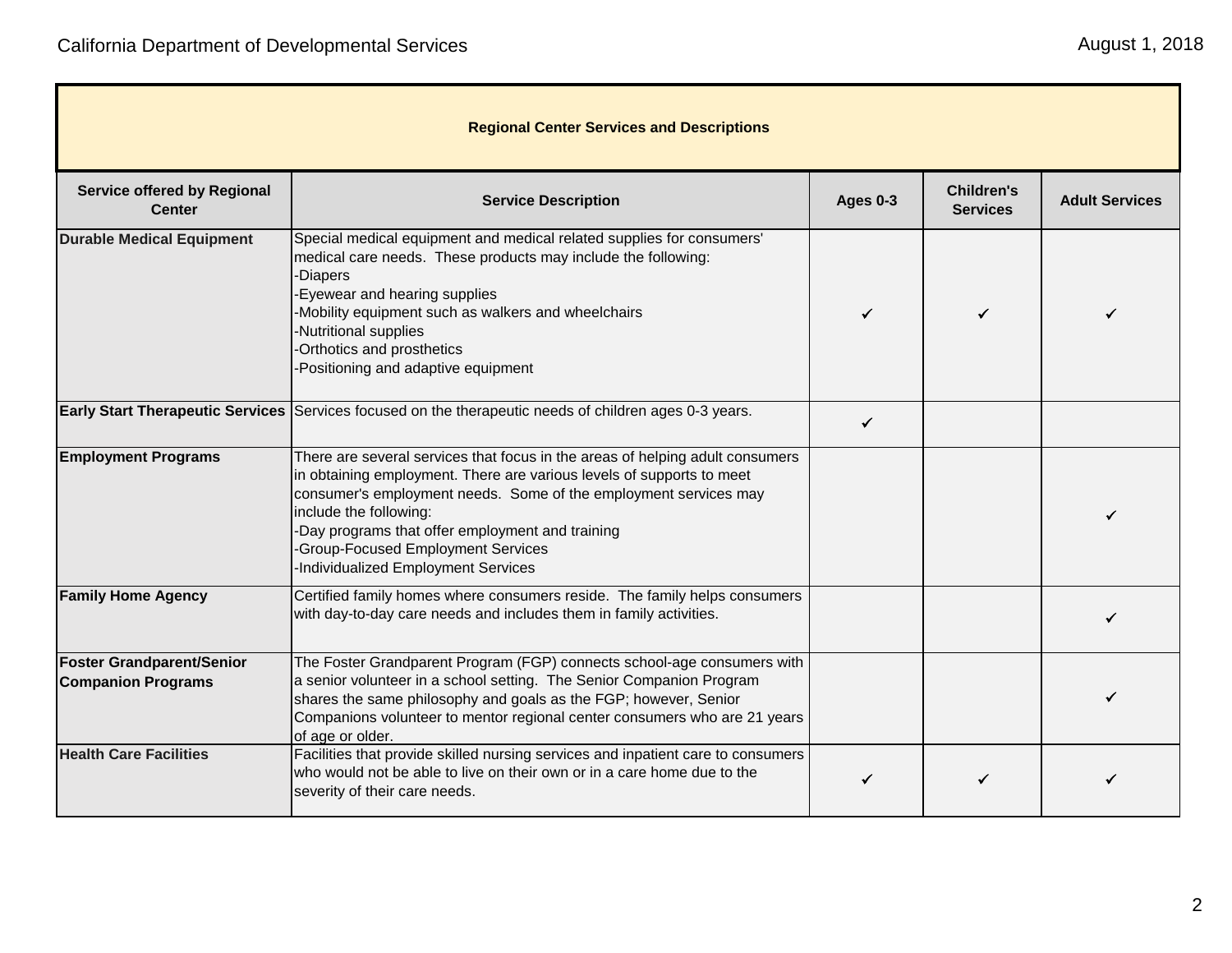| Regional Center Services and Descriptions | | | | |
|---|---|---|---|---|
| **Service offered by Regional Center** | **Service Description** | **Ages 0-3** | **Children's Services** | **Adult Services** |
| **Durable Medical Equipment** | Special medical equipment and medical related supplies for consumers' medical care needs. These products may include the following:<br>-Diapers<br>-Eyewear and hearing supplies<br>-Mobility equipment such as walkers and wheelchairs<br>-Nutritional supplies<br>-Orthotics and prosthetics<br>-Positioning and adaptive equipment | ✔ | ✔ | ✔ |
| **Early Start Therapeutic Services** | Services focused on the therapeutic needs of children ages 0-3 years. | ✔ | | |
| **Employment Programs** | There are several services that focus in the areas of helping adult consumers in obtaining employment. There are various levels of supports to meet consumer's employment needs. Some of the employment services may include the following:<br>-Day programs that offer employment and training<br>-Group-Focused Employment Services<br>-Individualized Employment Services | | | ✔ |
| **Family Home Agency** | Certified family homes where consumers reside. The family helps consumers with day-to-day care needs and includes them in family activities. | | | ✔ |
| **Foster Grandparent/Senior Companion Programs** | The Foster Grandparent Program (FGP) connects school-age consumers with a senior volunteer in a school setting. The Senior Companion Program shares the same philosophy and goals as the FGP; however, Senior Companions volunteer to mentor regional center consumers who are 21 years of age or older. | | | ✔ |
| **Health Care Facilities** | Facilities that provide skilled nursing services and inpatient care to consumers who would not be able to live on their own or in a care home due to the severity of their care needs. | ✔ | ✔ | ✔ |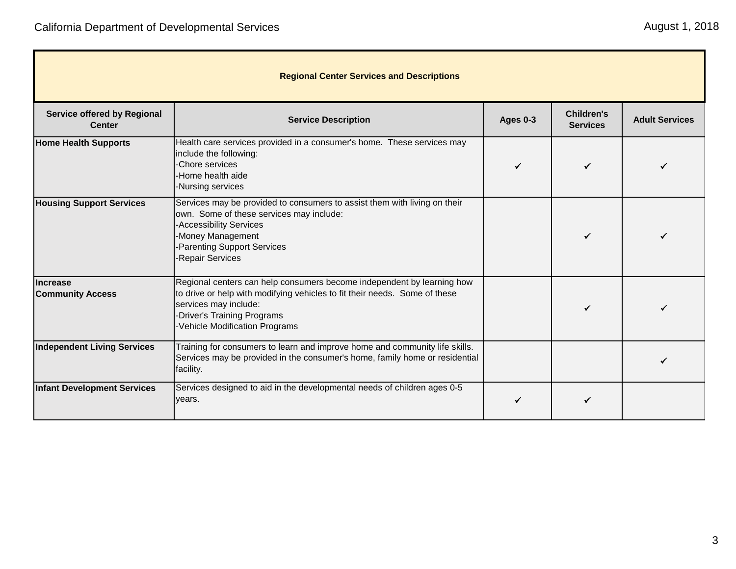| Regional Center Services and Descriptions | | | | |
|---|---|---|---|---|
| **Service offered by Regional Center** | **Service Description** | **Ages 0-3** | **Children's Services** | **Adult Services** |
| **Home Health Supports** | Health care services provided in a consumer's home. These services may include the following:<br>-Chore services<br>-Home health aide<br>-Nursing services | ✓ | ✓ | ✓ |
| **Housing Support Services** | Services may be provided to consumers to assist them with living on their own. Some of these services may include:<br>-Accessibility Services<br>-Money Management<br>-Parenting Support Services<br>-Repair Services | | ✓ | ✓ |
| **Increase Community Access** | Regional centers can help consumers become independent by learning how to drive or help with modifying vehicles to fit their needs. Some of these services may include:<br>-Driver's Training Programs<br>-Vehicle Modification Programs | | ✓ | ✓ |
| **Independent Living Services** | Training for consumers to learn and improve home and community life skills. Services may be provided in the consumer's home, family home or residential facility. | | | ✓ |
| **Infant Development Services** | Services designed to aid in the developmental needs of children ages 0-5 years. | ✓ | ✓ | |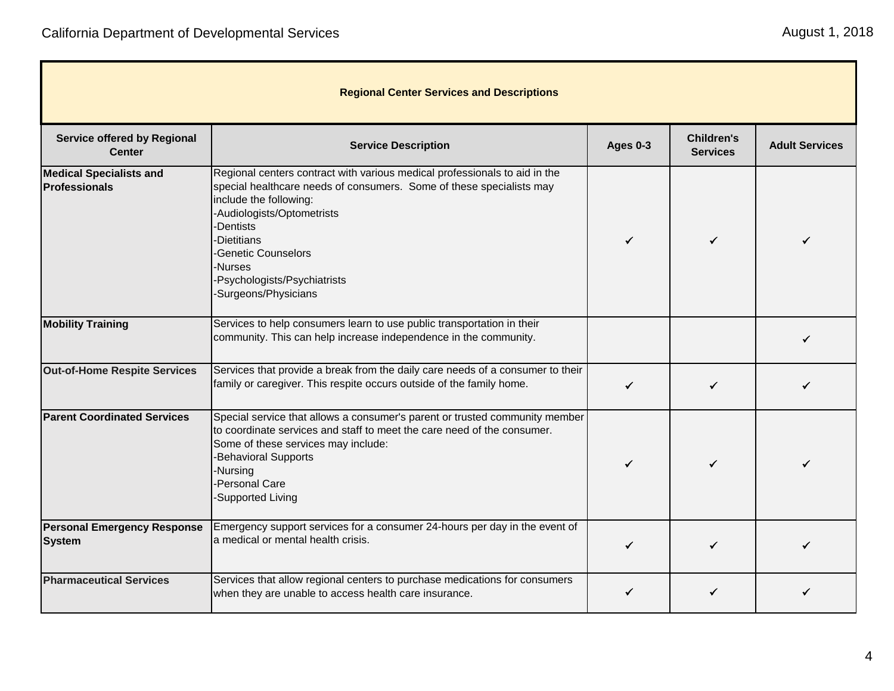| Regional Center Services and Descriptions | | | | |
|---|---|---|---|---|
| **Service offered by Regional Center** | **Service Description** | **Ages 0-3** | **Children's Services** | **Adult Services** |
| **Medical Specialists and Professionals** | Regional centers contract with various medical professionals to aid in the special healthcare needs of consumers. Some of these specialists may include the following:<br>-Audiologists/Optometrists<br>-Dentists<br>-Dietitians<br>-Genetic Counselors<br>-Nurses<br>-Psychologists/Psychiatrists<br>-Surgeons/Physicians | ✔ | ✔ | ✔ |
| **Mobility Training** | Services to help consumers learn to use public transportation in their community. This can help increase independence in the community. | | | ✔ |
| **Out-of-Home Respite Services** | Services that provide a break from the daily care needs of a consumer to their family or caregiver. This respite occurs outside of the family home. | ✔ | ✔ | ✔ |
| **Parent Coordinated Services** | Special service that allows a consumer's parent or trusted community member to coordinate services and staff to meet the care need of the consumer. Some of these services may include:<br>-Behavioral Supports<br>-Nursing<br>-Personal Care<br>-Supported Living | ✔ | ✔ | ✔ |
| **Personal Emergency Response System** | Emergency support services for a consumer 24-hours per day in the event of a medical or mental health crisis. | ✔ | ✔ | ✔ |
| **Pharmaceutical Services** | Services that allow regional centers to purchase medications for consumers when they are unable to access health care insurance. | ✔ | ✔ | ✔ |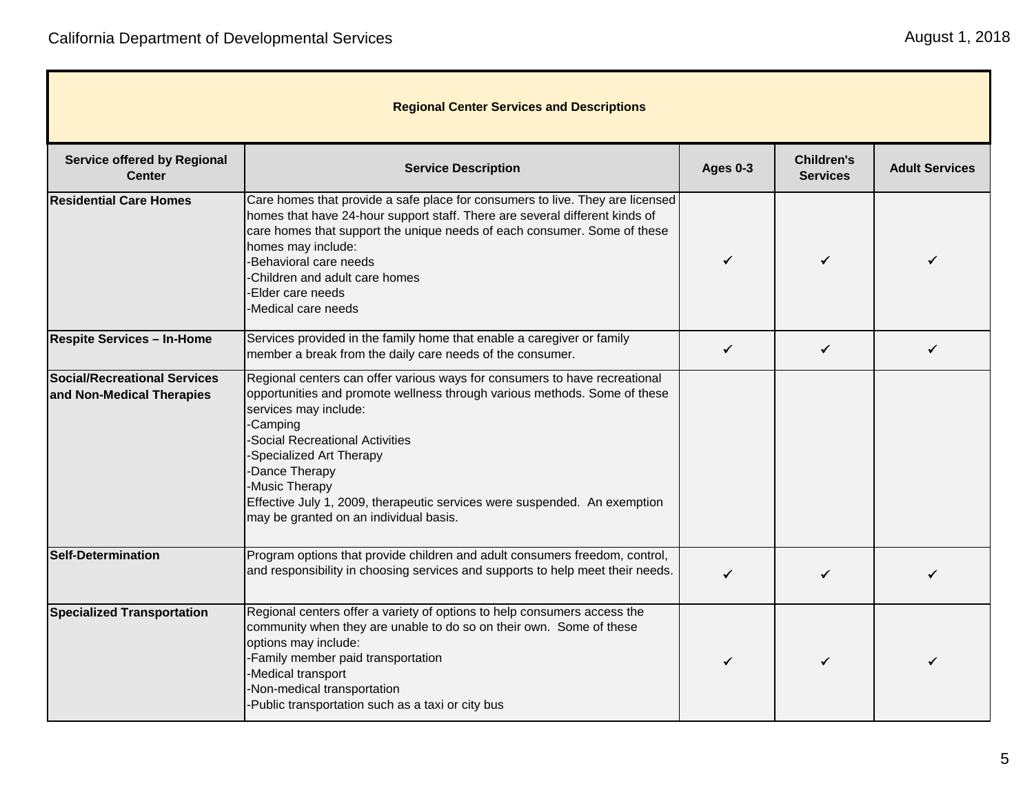| Regional Center Services and Descriptions | | | | |
|---|---|---|---|---|
| **Service offered by Regional Center** | **Service Description** | **Ages 0-3** | **Children's Services** | **Adult Services** |
| **Residential Care Homes** | Care homes that provide a safe place for consumers to live. They are licensed homes that have 24-hour support staff. There are several different kinds of care homes that support the unique needs of each consumer. Some of these homes may include:<br>-Behavioral care needs<br>-Children and adult care homes<br>-Elder care needs<br>-Medical care needs | ✔ | ✔ | ✔ |
| **Respite Services – In-Home** | Services provided in the family home that enable a caregiver or family member a break from the daily care needs of the consumer. | ✔ | ✔ | ✔ |
| **Social/Recreational Services and Non-Medical Therapies** | Regional centers can offer various ways for consumers to have recreational opportunities and promote wellness through various methods. Some of these services may include:<br>-Camping<br>-Social Recreational Activities<br>-Specialized Art Therapy<br>-Dance Therapy<br>-Music Therapy<br>Effective July 1, 2009, therapeutic services were suspended. An exemption may be granted on an individual basis. | | | |
| **Self-Determination** | Program options that provide children and adult consumers freedom, control, and responsibility in choosing services and supports to help meet their needs. | ✔ | ✔ | ✔ |
| **Specialized Transportation** | Regional centers offer a variety of options to help consumers access the community when they are unable to do so on their own. Some of these options may include:<br>-Family member paid transportation<br>-Medical transport<br>-Non-medical transportation<br>-Public transportation such as a taxi or city bus | ✔ | ✔ | ✔ |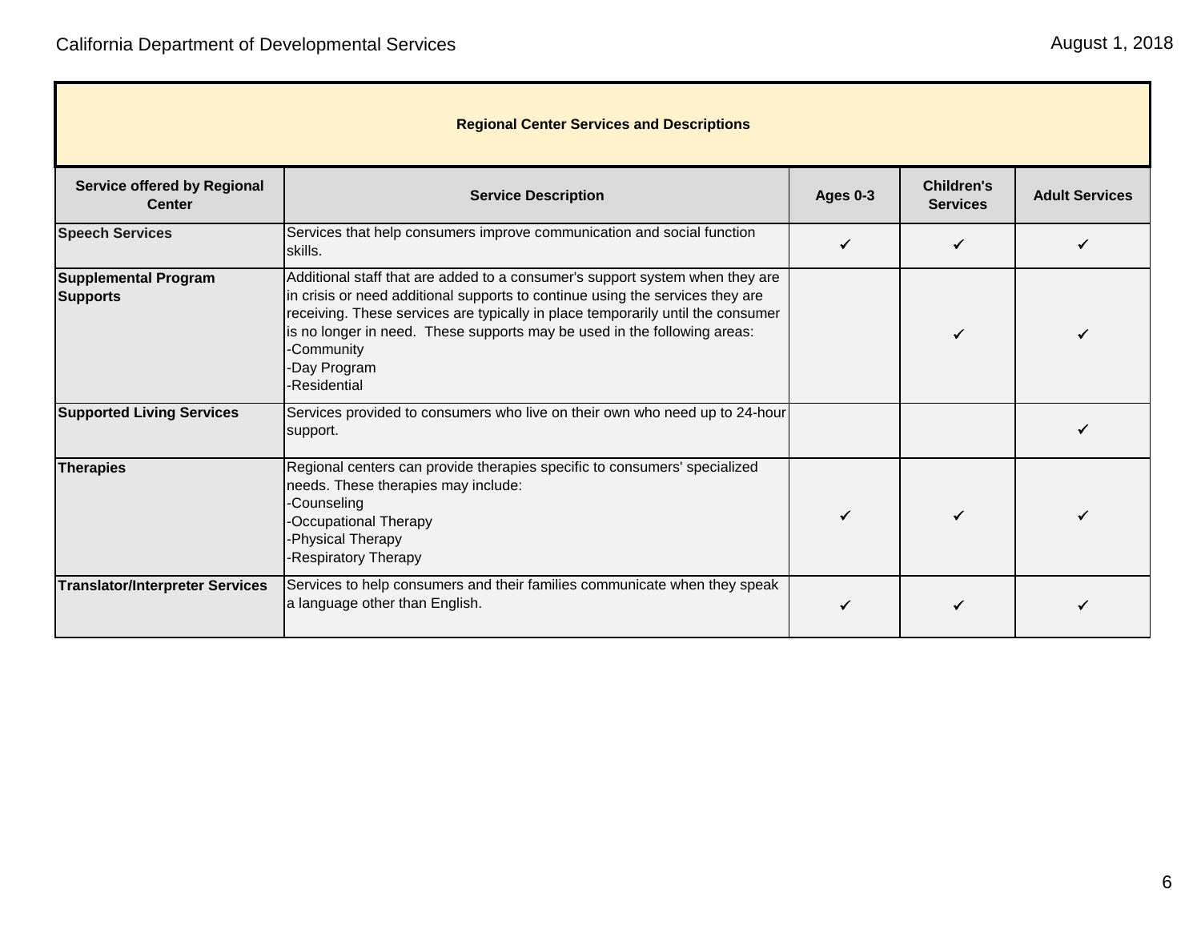| Regional Center Services and Descriptions | | | | |
|---|---|---|---|---|
| **Service offered by Regional Center** | **Service Description** | **Ages 0-3** | **Children's Services** | **Adult Services** |
| **Speech Services** | Services that help consumers improve communication and social function skills. | ✓ | ✓ | ✓ |
| **Supplemental Program Supports** | Additional staff that are added to a consumer's support system when they are in crisis or need additional supports to continue using the services they are receiving. These services are typically in place temporarily until the consumer is no longer in need. These supports may be used in the following areas:<br>-Community<br>-Day Program<br>-Residential | | ✓ | ✓ |
| **Supported Living Services** | Services provided to consumers who live on their own who need up to 24-hour support. | | | ✓ |
| **Therapies** | Regional centers can provide therapies specific to consumers' specialized needs. These therapies may include:<br>-Counseling<br>-Occupational Therapy<br>-Physical Therapy<br>-Respiratory Therapy | ✓ | ✓ | ✓ |
| **Translator/Interpreter Services** | Services to help consumers and their families communicate when they speak a language other than English. | ✓ | ✓ | ✓ |